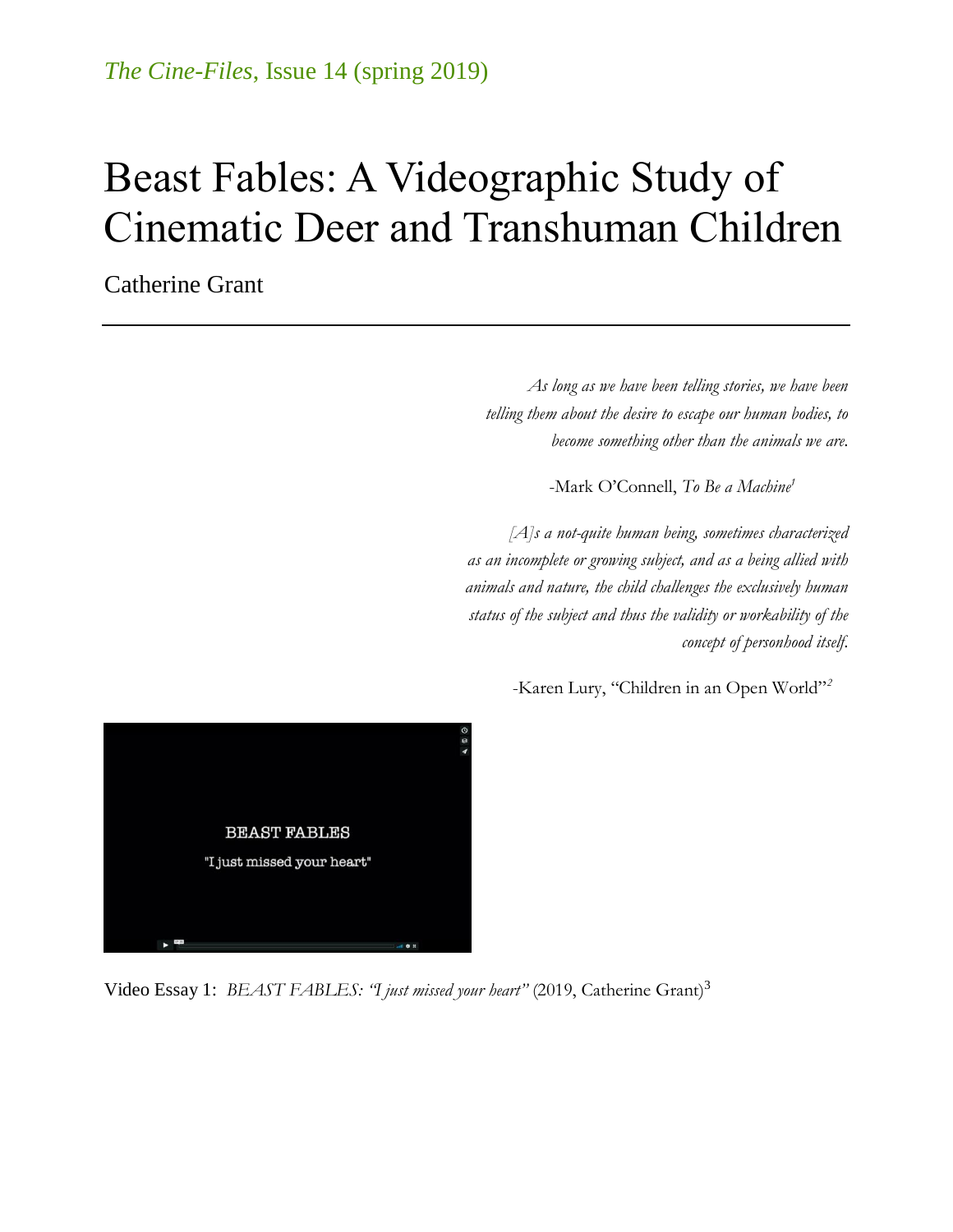*The Cine-Files*, Issue 14 (spring 2019)

# Beast Fables: A Videographic Study of Cinematic Deer and Transhuman Children

Catherine Grant

---

*As long as we have been telling stories, we have been telling them about the desire to escape our human bodies, to become something other than the animals we are.*

-Mark O'Connell, *To Be a Machine*[1]

*[A]s a not-quite human being, sometimes characterized as an incomplete or growing subject, and as a being allied with animals and nature, the child challenges the exclusively human status of the subject and thus the validity or workability of the concept of personhood itself.*

-Karen Lury, "Children in an Open World"[2]

Video Essay 1: *BEAST FABLES: "I just missed your heart"* (2019, Catherine Grant)[3]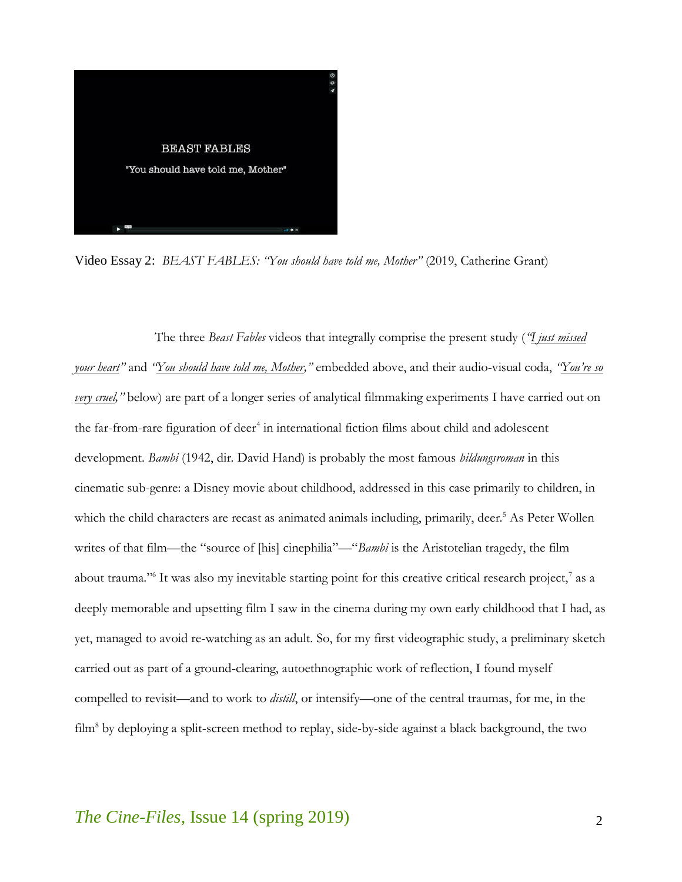Video Essay 2: *BEAST FABLES: "You should have told me, Mother"* (2019, Catherine Grant)

The three *Beast Fables* videos that integrally comprise the present study (*"I just missed your heart"* and *"You should have told me, Mother,"* embedded above, and their audio-visual coda, *"You're so very cruel,"* below) are part of a longer series of analytical filmmaking experiments I have carried out on the far-from-rare figuration of deer[4] in international fiction films about child and adolescent development. *Bambi* (1942, dir. David Hand) is probably the most famous *bildungsroman* in this cinematic sub-genre: a Disney movie about childhood, addressed in this case primarily to children, in which the child characters are recast as animated animals including, primarily, deer.[5] As Peter Wollen writes of that film—the "source of [his] cinephilia"—"*Bambi* is the Aristotelian tragedy, the film about trauma."[6] It was also my inevitable starting point for this creative critical research project,[7] as a deeply memorable and upsetting film I saw in the cinema during my own early childhood that I had, as yet, managed to avoid re-watching as an adult. So, for my first videographic study, a preliminary sketch carried out as part of a ground-clearing, autoethnographic work of reflection, I found myself compelled to revisit—and to work to *distill*, or intensify—one of the central traumas, for me, in the film[8] by deploying a split-screen method to replay, side-by-side against a black background, the two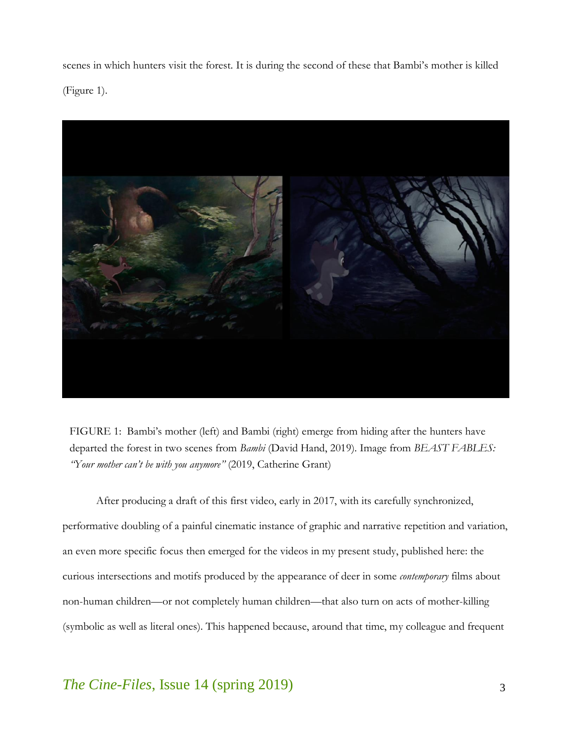scenes in which hunters visit the forest. It is during the second of these that Bambi's mother is killed (Figure 1).

FIGURE 1: Bambi's mother (left) and Bambi (right) emerge from hiding after the hunters have departed the forest in two scenes from *Bambi* (David Hand, 2019). Image from *BEAST FABLES: "Your mother can't be with you anymore"* (2019, Catherine Grant)

After producing a draft of this first video, early in 2017, with its carefully synchronized, performative doubling of a painful cinematic instance of graphic and narrative repetition and variation, an even more specific focus then emerged for the videos in my present study, published here: the curious intersections and motifs produced by the appearance of deer in some *contemporary* films about non-human children—or not completely human children—that also turn on acts of mother-killing (symbolic as well as literal ones). This happened because, around that time, my colleague and frequent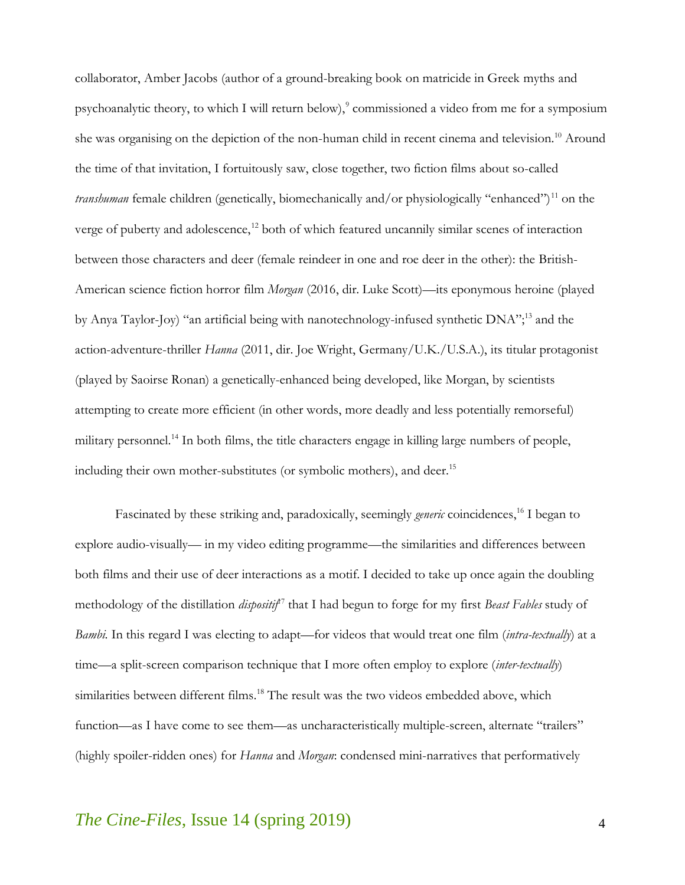collaborator, Amber Jacobs (author of a ground-breaking book on matricide in Greek myths and psychoanalytic theory, to which I will return below),[9] commissioned a video from me for a symposium she was organising on the depiction of the non-human child in recent cinema and television.[10] Around the time of that invitation, I fortuitously saw, close together, two fiction films about so-called *transhuman* female children (genetically, biomechanically and/or physiologically "enhanced")[11] on the verge of puberty and adolescence,[12] both of which featured uncannily similar scenes of interaction between those characters and deer (female reindeer in one and roe deer in the other): the British-American science fiction horror film *Morgan* (2016, dir. Luke Scott)—its eponymous heroine (played by Anya Taylor-Joy) "an artificial being with nanotechnology-infused synthetic DNA";[13] and the action-adventure-thriller *Hanna* (2011, dir. Joe Wright, Germany/U.K./U.S.A.), its titular protagonist (played by Saoirse Ronan) a genetically-enhanced being developed, like Morgan, by scientists attempting to create more efficient (in other words, more deadly and less potentially remorseful) military personnel.[14] In both films, the title characters engage in killing large numbers of people, including their own mother-substitutes (or symbolic mothers), and deer.[15]

Fascinated by these striking and, paradoxically, seemingly *generic* coincidences,[16] I began to explore audio-visually— in my video editing programme—the similarities and differences between both films and their use of deer interactions as a motif. I decided to take up once again the doubling methodology of the distillation *dispositif*[17] that I had begun to forge for my first *Beast Fables* study of *Bambi*. In this regard I was electing to adapt—for videos that would treat one film (*intra-textually*) at a time—a split-screen comparison technique that I more often employ to explore (*inter-textually*) similarities between different films.[18] The result was the two videos embedded above, which function—as I have come to see them—as uncharacteristically multiple-screen, alternate "trailers" (highly spoiler-ridden ones) for *Hanna* and *Morgan*: condensed mini-narratives that performatively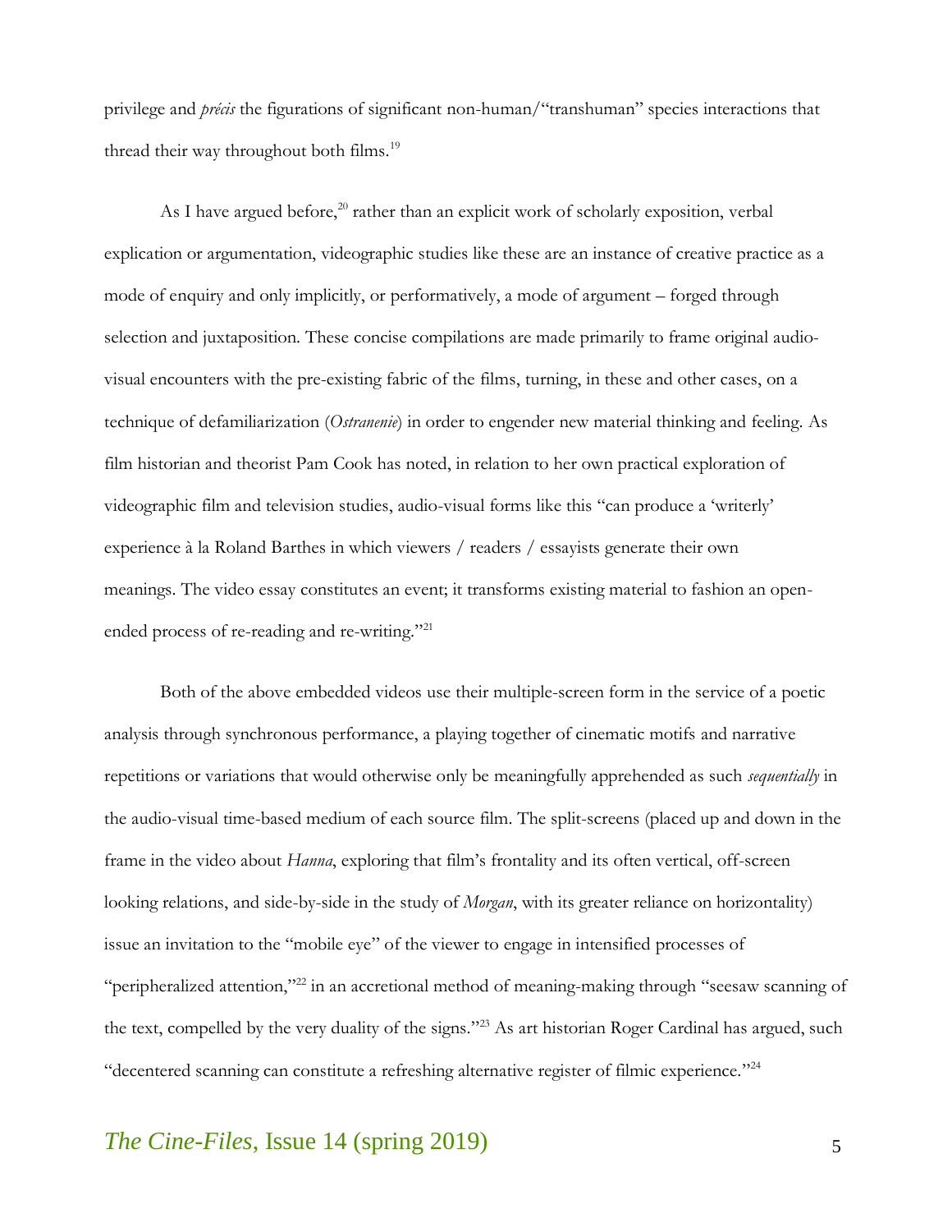privilege and *précis* the figurations of significant non-human/"transhuman" species interactions that thread their way throughout both films.[19]

As I have argued before,[20] rather than an explicit work of scholarly exposition, verbal explication or argumentation, videographic studies like these are an instance of creative practice as a mode of enquiry and only implicitly, or performatively, a mode of argument – forged through selection and juxtaposition. These concise compilations are made primarily to frame original audio-visual encounters with the pre-existing fabric of the films, turning, in these and other cases, on a technique of defamiliarization (*Ostranenie*) in order to engender new material thinking and feeling. As film historian and theorist Pam Cook has noted, in relation to her own practical exploration of videographic film and television studies, audio-visual forms like this "can produce a 'writerly' experience à la Roland Barthes in which viewers / readers / essayists generate their own meanings. The video essay constitutes an event; it transforms existing material to fashion an open-ended process of re-reading and re-writing."[21]

Both of the above embedded videos use their multiple-screen form in the service of a poetic analysis through synchronous performance, a playing together of cinematic motifs and narrative repetitions or variations that would otherwise only be meaningfully apprehended as such *sequentially* in the audio-visual time-based medium of each source film. The split-screens (placed up and down in the frame in the video about *Hanna*, exploring that film's frontality and its often vertical, off-screen looking relations, and side-by-side in the study of *Morgan*, with its greater reliance on horizontality) issue an invitation to the "mobile eye" of the viewer to engage in intensified processes of "peripheralized attention,"[22] in an accretional method of meaning-making through "seesaw scanning of the text, compelled by the very duality of the signs."[23] As art historian Roger Cardinal has argued, such "decentered scanning can constitute a refreshing alternative register of filmic experience."[24]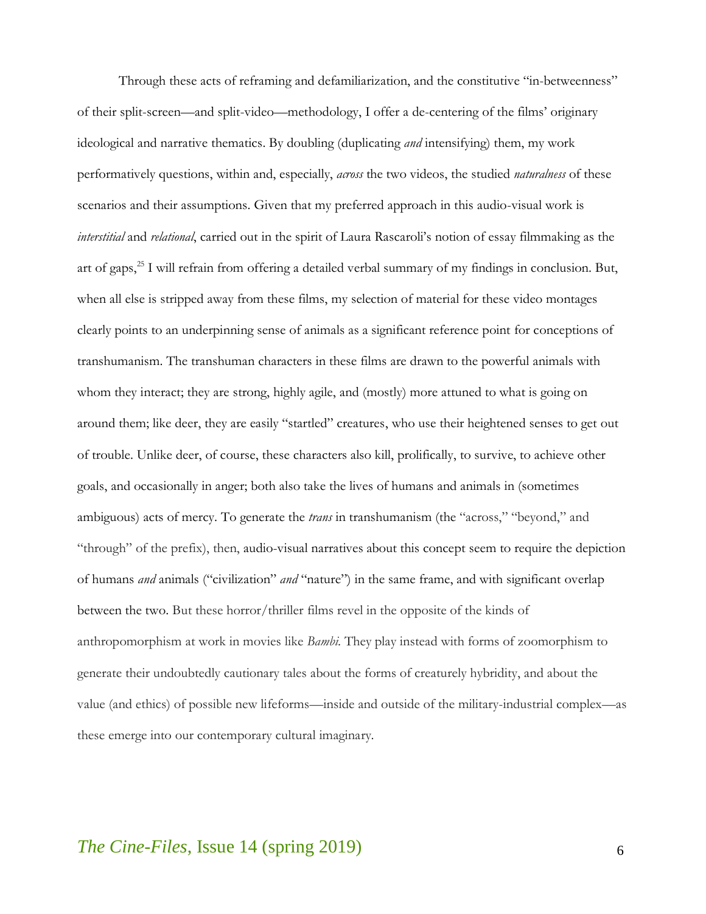Through these acts of reframing and defamiliarization, and the constitutive "in-betweenness" of their split-screen—and split-video—methodology, I offer a de-centering of the films' originary ideological and narrative thematics. By doubling (duplicating *and* intensifying) them, my work performatively questions, within and, especially, *across* the two videos, the studied *naturalness* of these scenarios and their assumptions. Given that my preferred approach in this audio-visual work is *interstitial* and *relational*, carried out in the spirit of Laura Rascaroli's notion of essay filmmaking as the art of gaps,[25] I will refrain from offering a detailed verbal summary of my findings in conclusion. But, when all else is stripped away from these films, my selection of material for these video montages clearly points to an underpinning sense of animals as a significant reference point for conceptions of transhumanism. The transhuman characters in these films are drawn to the powerful animals with whom they interact; they are strong, highly agile, and (mostly) more attuned to what is going on around them; like deer, they are easily "startled" creatures, who use their heightened senses to get out of trouble. Unlike deer, of course, these characters also kill, prolifically, to survive, to achieve other goals, and occasionally in anger; both also take the lives of humans and animals in (sometimes ambiguous) acts of mercy. To generate the *trans* in transhumanism (the "across," "beyond," and "through" of the prefix), then, audio-visual narratives about this concept seem to require the depiction of humans *and* animals ("civilization" *and* "nature") in the same frame, and with significant overlap between the two. But these horror/thriller films revel in the opposite of the kinds of anthropomorphism at work in movies like *Bambi*. They play instead with forms of zoomorphism to generate their undoubtedly cautionary tales about the forms of creaturely hybridity, and about the value (and ethics) of possible new lifeforms—inside and outside of the military-industrial complex—as these emerge into our contemporary cultural imaginary.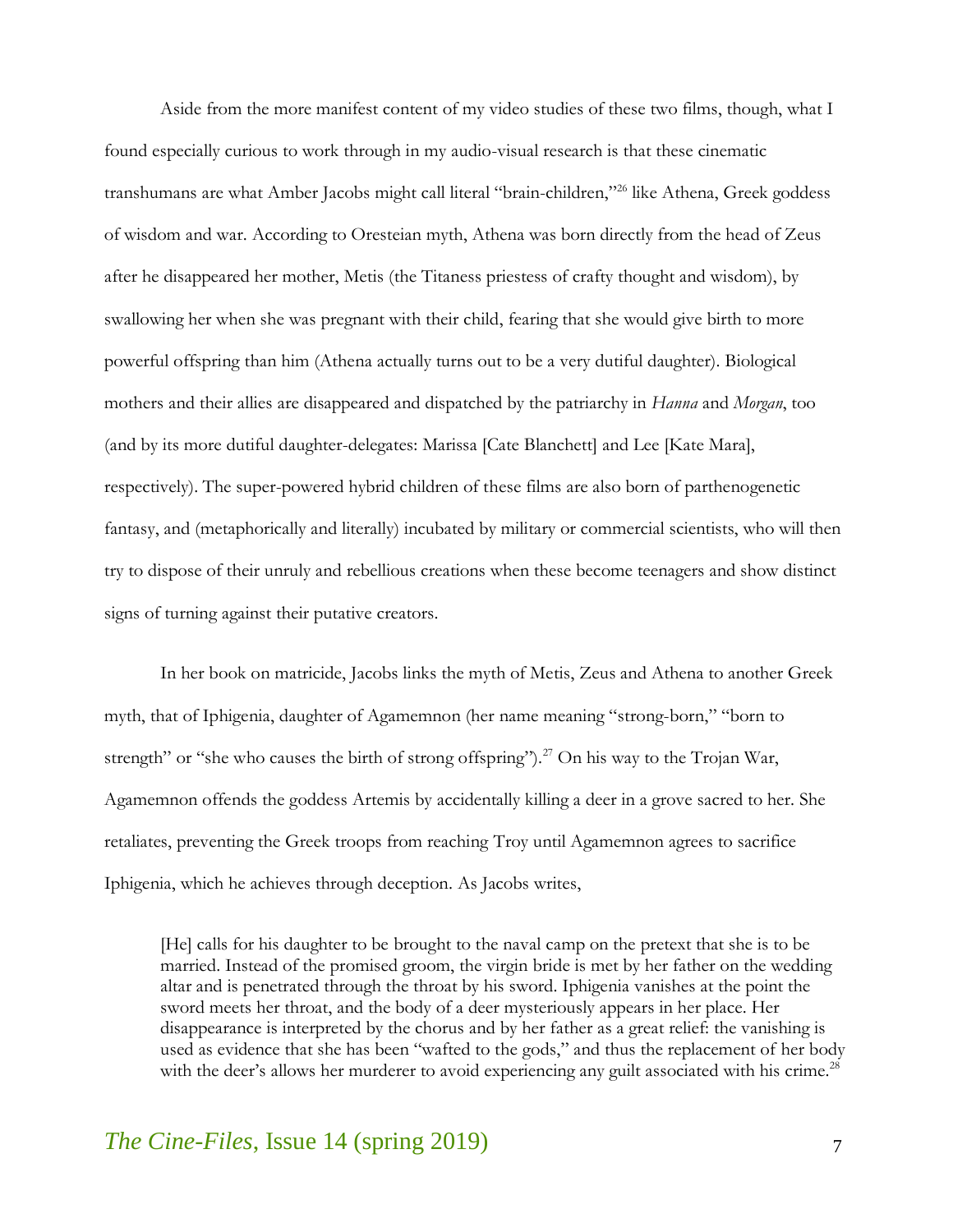Aside from the more manifest content of my video studies of these two films, though, what I found especially curious to work through in my audio-visual research is that these cinematic transhumans are what Amber Jacobs might call literal "brain-children,"[26] like Athena, Greek goddess of wisdom and war. According to Oresteian myth, Athena was born directly from the head of Zeus after he disappeared her mother, Metis (the Titaness priestess of crafty thought and wisdom), by swallowing her when she was pregnant with their child, fearing that she would give birth to more powerful offspring than him (Athena actually turns out to be a very dutiful daughter). Biological mothers and their allies are disappeared and dispatched by the patriarchy in *Hanna* and *Morgan*, too (and by its more dutiful daughter-delegates: Marissa [Cate Blanchett] and Lee [Kate Mara], respectively). The super-powered hybrid children of these films are also born of parthenogenetic fantasy, and (metaphorically and literally) incubated by military or commercial scientists, who will then try to dispose of their unruly and rebellious creations when these become teenagers and show distinct signs of turning against their putative creators.

In her book on matricide, Jacobs links the myth of Metis, Zeus and Athena to another Greek myth, that of Iphigenia, daughter of Agamemnon (her name meaning "strong-born," "born to strength" or "she who causes the birth of strong offspring").[27] On his way to the Trojan War, Agamemnon offends the goddess Artemis by accidentally killing a deer in a grove sacred to her. She retaliates, preventing the Greek troops from reaching Troy until Agamemnon agrees to sacrifice Iphigenia, which he achieves through deception. As Jacobs writes,

> [He] calls for his daughter to be brought to the naval camp on the pretext that she is to be married. Instead of the promised groom, the virgin bride is met by her father on the wedding altar and is penetrated through the throat by his sword. Iphigenia vanishes at the point the sword meets her throat, and the body of a deer mysteriously appears in her place. Her disappearance is interpreted by the chorus and by her father as a great relief: the vanishing is used as evidence that she has been "wafted to the gods," and thus the replacement of her body with the deer's allows her murderer to avoid experiencing any guilt associated with his crime.[28]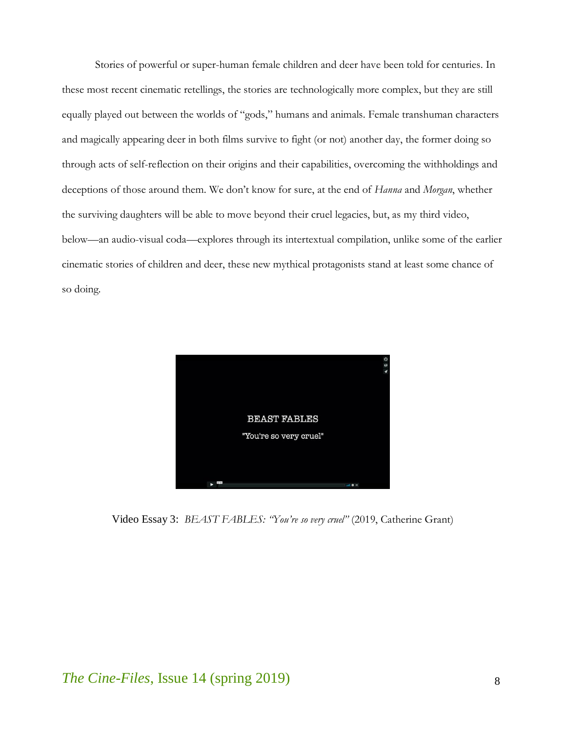Stories of powerful or super-human female children and deer have been told for centuries. In these most recent cinematic retellings, the stories are technologically more complex, but they are still equally played out between the worlds of "gods," humans and animals. Female transhuman characters and magically appearing deer in both films survive to fight (or not) another day, the former doing so through acts of self-reflection on their origins and their capabilities, overcoming the withholdings and deceptions of those around them. We don't know for sure, at the end of *Hanna* and *Morgan*, whether the surviving daughters will be able to move beyond their cruel legacies, but, as my third video, below—an audio-visual coda—explores through its intertextual compilation, unlike some of the earlier cinematic stories of children and deer, these new mythical protagonists stand at least some chance of so doing.

Video Essay 3: *BEAST FABLES: "You're so very cruel"* (2019, Catherine Grant)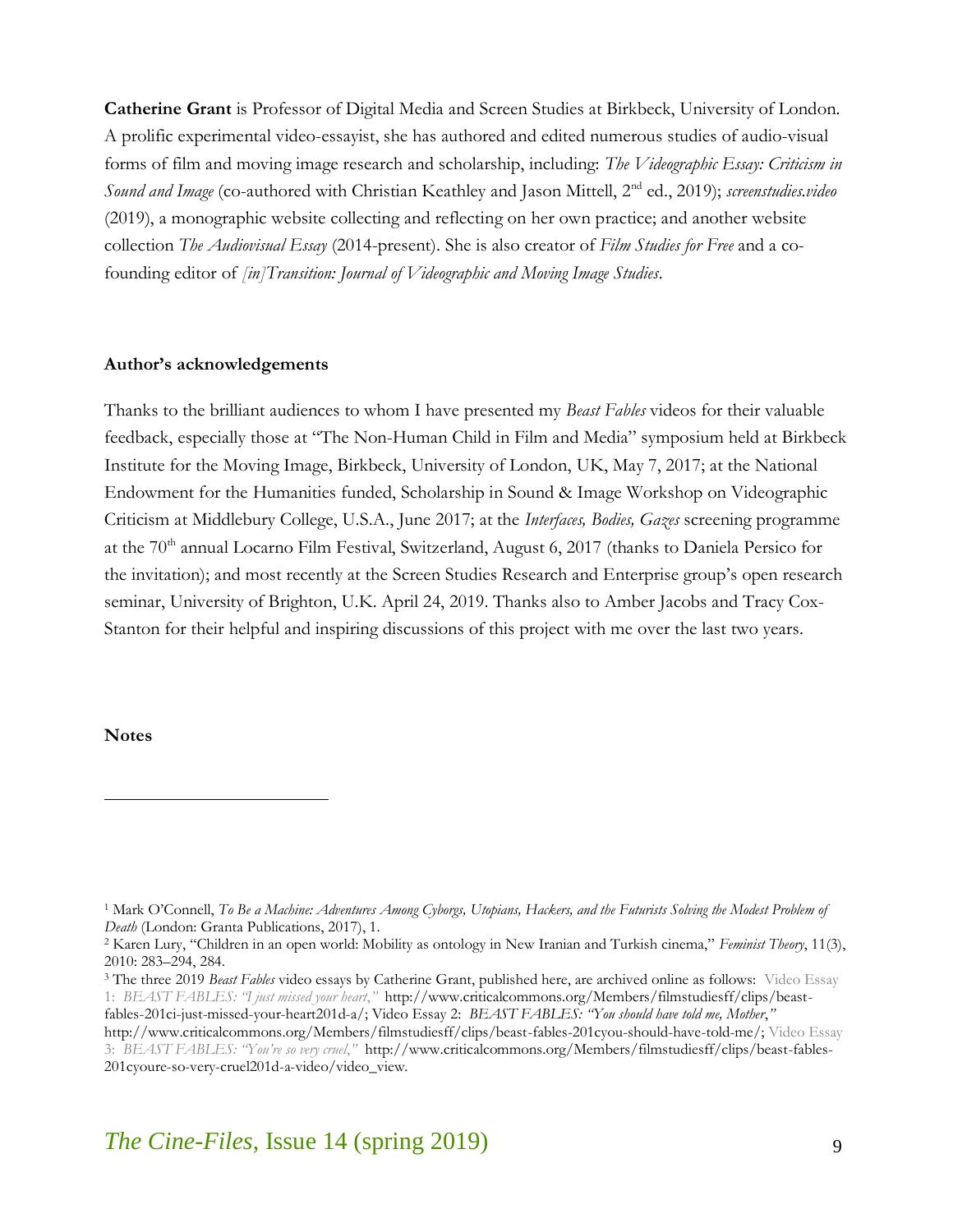**Catherine Grant** is Professor of Digital Media and Screen Studies at Birkbeck, University of London. A prolific experimental video-essayist, she has authored and edited numerous studies of audio-visual forms of film and moving image research and scholarship, including: *The Videographic Essay: Criticism in Sound and Image* (co-authored with Christian Keathley and Jason Mittell, 2nd ed., 2019); *screenstudies.video* (2019), a monographic website collecting and reflecting on her own practice; and another website collection *The Audiovisual Essay* (2014-present). She is also creator of *Film Studies for Free* and a co-founding editor of *[in]Transition: Journal of Videographic and Moving Image Studies*.

**Author's acknowledgements**

Thanks to the brilliant audiences to whom I have presented my *Beast Fables* videos for their valuable feedback, especially those at "The Non-Human Child in Film and Media" symposium held at Birkbeck Institute for the Moving Image, Birkbeck, University of London, UK, May 7, 2017; at the National Endowment for the Humanities funded, Scholarship in Sound & Image Workshop on Videographic Criticism at Middlebury College, U.S.A., June 2017; at the *Interfaces, Bodies, Gazes* screening programme at the 70th annual Locarno Film Festival, Switzerland, August 6, 2017 (thanks to Daniela Persico for the invitation); and most recently at the Screen Studies Research and Enterprise group's open research seminar, University of Brighton, U.K. April 24, 2019. Thanks also to Amber Jacobs and Tracy Cox-Stanton for their helpful and inspiring discussions of this project with me over the last two years.

**Notes**

---

[1] Mark O'Connell, *To Be a Machine: Adventures Among Cyborgs, Utopians, Hackers, and the Futurists Solving the Modest Problem of Death* (London: Granta Publications, 2017), 1.

[2] Karen Lury, "Children in an open world: Mobility as ontology in New Iranian and Turkish cinema," *Feminist Theory*, 11(3), 2010: 283–294, 284.

[3] The three 2019 *Beast Fables* video essays by Catherine Grant, published here, are archived online as follows: Video Essay 1: *BEAST FABLES: "I just missed your heart,"* http://www.criticalcommons.org/Members/filmstudiesff/clips/beast-fables-201ci-just-missed-your-heart201d-a/; Video Essay 2: *BEAST FABLES: "You should have told me, Mother,"* http://www.criticalcommons.org/Members/filmstudiesff/clips/beast-fables-201cyou-should-have-told-me/; Video Essay 3: *BEAST FABLES: "You're so very cruel,"* http://www.criticalcommons.org/Members/filmstudiesff/clips/beast-fables-201cyoure-so-very-cruel201d-a-video/video_view.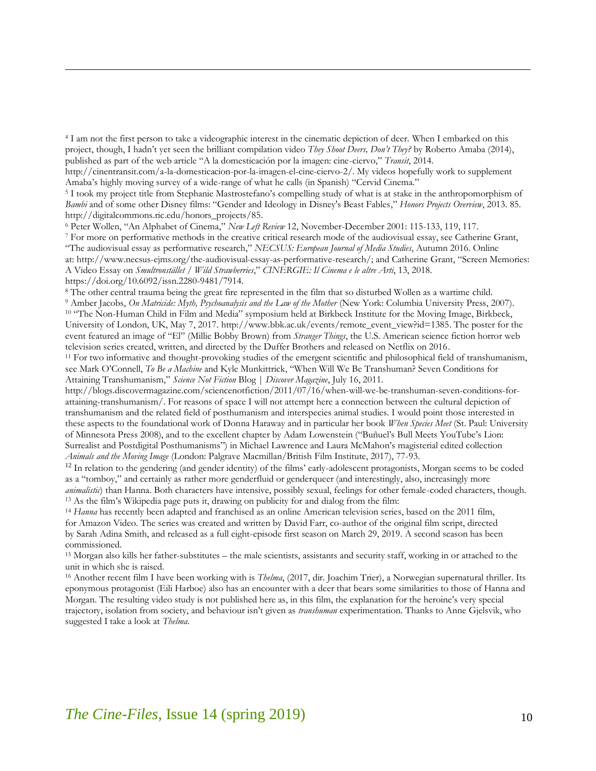[4] I am not the first person to take a videographic interest in the cinematic depiction of deer. When I embarked on this project, though, I hadn't yet seen the brilliant compilation video *They Shoot Deers, Don't They?* by Roberto Amaba (2014), published as part of the web article "A la domesticación por la imagen: cine-ciervo," *Transit*, 2014. http://cinentransit.com/a-la-domesticacion-por-la-imagen-el-cine-ciervo-2/. My videos hopefully work to supplement Amaba's highly moving survey of a wide-range of what he calls (in Spanish) "Cervid Cinema."

[5] I took my project title from Stephanie Mastrostefano's compelling study of what is at stake in the anthropomorphism of *Bambi* and of some other Disney films: "Gender and Ideology in Disney's Beast Fables," *Honors Projects Overview*, 2013. 85. http://digitalcommons.ric.edu/honors_projects/85.

[6] Peter Wollen, "An Alphabet of Cinema," *New Left Review* 12, November-December 2001: 115-133, 119, 117.

[7] For more on performative methods in the creative critical research mode of the audiovisual essay, see Catherine Grant, "The audiovisual essay as performative research," *NECSUS: European Journal of Media Studies*, Autumn 2016. Online at: http://www.necsus-ejms.org/the-audiovisual-essay-as-performative-research/; and Catherine Grant, "Screen Memories: A Video Essay on *Smultronstället / Wild Strawberries*," *CINERGIE: Il Cinema e le altre Arti*, 13, 2018. https://doi.org/10.6092/issn.2280-9481/7914.

[8] The other central trauma being the great fire represented in the film that so disturbed Wollen as a wartime child.

[9] Amber Jacobs, *On Matricide: Myth, Psychoanalysis and the Law of the Mother* (New York: Columbia University Press, 2007).

[10] "The Non-Human Child in Film and Media" symposium held at Birkbeck Institute for the Moving Image, Birkbeck, University of London, UK, May 7, 2017. http://www.bbk.ac.uk/events/remote_event_view?id=1385. The poster for the event featured an image of "El" (Millie Bobby Brown) from *Stranger Things*, the U.S. American science fiction horror web television series created, written, and directed by the Duffer Brothers and released on Netflix on 2016.

[11] For two informative and thought-provoking studies of the emergent scientific and philosophical field of transhumanism, see Mark O'Connell, *To Be a Machine* and Kyle Munkittrick, "When Will We Be Transhuman? Seven Conditions for Attaining Transhumanism," *Science Not Fiction* Blog | *Discover Magazine*, July 16, 2011. http://blogs.discovermagazine.com/sciencenotfiction/2011/07/16/when-will-we-be-transhuman-seven-conditions-for-attaining-transhumanism/. For reasons of space I will not attempt here a connection between the cultural depiction of transhumanism and the related field of posthumanism and interspecies animal studies. I would point those interested in these aspects to the foundational work of Donna Haraway and in particular her book *When Species Meet* (St. Paul: University of Minnesota Press 2008), and to the excellent chapter by Adam Lowenstein ("Buñuel's Bull Meets YouTube's Lion: Surrealist and Postdigital Posthumanisms") in Michael Lawrence and Laura McMahon's magisterial edited collection *Animals and the Moving Image* (London: Palgrave Macmillan/British Film Institute, 2017), 77-93.

[12] In relation to the gendering (and gender identity) of the films' early-adolescent protagonists, Morgan seems to be coded as a "tomboy," and certainly as rather more genderfluid or genderqueer (and interestingly, also, increasingly more *animalistic*) than Hanna. Both characters have intensive, possibly sexual, feelings for other female-coded characters, though.

[13] As the film's Wikipedia page puts it, drawing on publicity for and dialog from the film:

[14] *Hanna* has recently been adapted and franchised as an online American television series, based on the 2011 film, for Amazon Video. The series was created and written by David Farr, co-author of the original film script, directed by Sarah Adina Smith, and released as a full eight-episode first season on March 29, 2019. A second season has been commissioned.

[15] Morgan also kills her father-substitutes – the male scientists, assistants and security staff, working in or attached to the unit in which she is raised.

[16] Another recent film I have been working with is *Thelma*, (2017, dir. Joachim Trier), a Norwegian supernatural thriller. Its eponymous protagonist (Eili Harboe) also has an encounter with a deer that bears some similarities to those of Hanna and Morgan. The resulting video study is not published here as, in this film, the explanation for the heroine's very special trajectory, isolation from society, and behaviour isn't given as *transhuman* experimentation. Thanks to Anne Gjelsvik, who suggested I take a look at *Thelma*.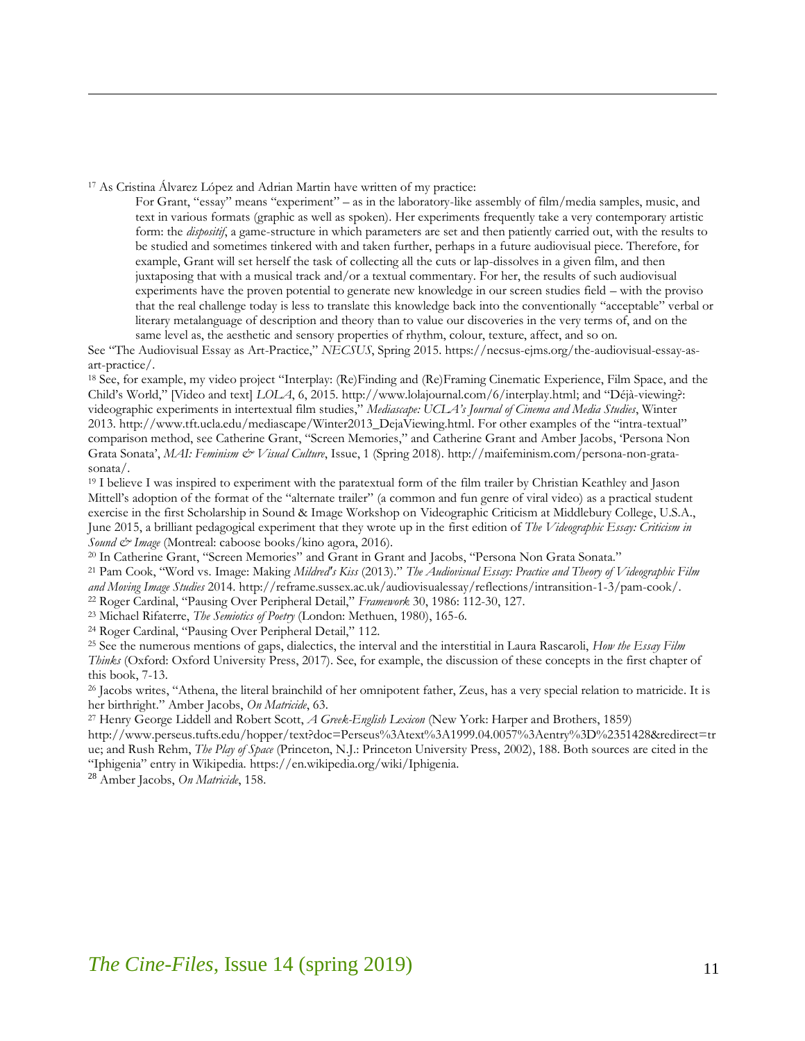[17] As Cristina Álvarez López and Adrian Martin have written of my practice:

> For Grant, "essay" means "experiment" – as in the laboratory-like assembly of film/media samples, music, and text in various formats (graphic as well as spoken). Her experiments frequently take a very contemporary artistic form: the *dispositif*, a game-structure in which parameters are set and then patiently carried out, with the results to be studied and sometimes tinkered with and taken further, perhaps in a future audiovisual piece. Therefore, for example, Grant will set herself the task of collecting all the cuts or lap-dissolves in a given film, and then juxtaposing that with a musical track and/or a textual commentary. For her, the results of such audiovisual experiments have the proven potential to generate new knowledge in our screen studies field – with the proviso that the real challenge today is less to translate this knowledge back into the conventionally "acceptable" verbal or literary metalanguage of description and theory than to value our discoveries in the very terms of, and on the same level as, the aesthetic and sensory properties of rhythm, colour, texture, affect, and so on.

See "The Audiovisual Essay as Art-Practice," *NECSUS*, Spring 2015. https://necsus-ejms.org/the-audiovisual-essay-as-art-practice/.

[18] See, for example, my video project "Interplay: (Re)Finding and (Re)Framing Cinematic Experience, Film Space, and the Child's World," [Video and text] *LOLA*, 6, 2015. http://www.lolajournal.com/6/interplay.html; and "Déjà-viewing?: videographic experiments in intertextual film studies," *Mediascape: UCLA's Journal of Cinema and Media Studies*, Winter 2013. http://www.tft.ucla.edu/mediascape/Winter2013_DejaViewing.html. For other examples of the "intra-textual" comparison method, see Catherine Grant, "Screen Memories," and Catherine Grant and Amber Jacobs, 'Persona Non Grata Sonata', *MAI: Feminism & Visual Culture*, Issue, 1 (Spring 2018). http://maifeminism.com/persona-non-grata-sonata/.

[19] I believe I was inspired to experiment with the paratextual form of the film trailer by Christian Keathley and Jason Mittell's adoption of the format of the "alternate trailer" (a common and fun genre of viral video) as a practical student exercise in the first Scholarship in Sound & Image Workshop on Videographic Criticism at Middlebury College, U.S.A., June 2015, a brilliant pedagogical experiment that they wrote up in the first edition of *The Videographic Essay: Criticism in Sound & Image* (Montreal: caboose books/kino agora, 2016).

[20] In Catherine Grant, "Screen Memories" and Grant in Grant and Jacobs, "Persona Non Grata Sonata."

[21] Pam Cook, "Word vs. Image: Making *Mildred's Kiss* (2013)." *The Audiovisual Essay: Practice and Theory of Videographic Film and Moving Image Studies* 2014. http://reframe.sussex.ac.uk/audiovisualessay/reflections/intransition-1-3/pam-cook/.

[22] Roger Cardinal, "Pausing Over Peripheral Detail," *Framework* 30, 1986: 112-30, 127.

[23] Michael Rifaterre, *The Semiotics of Poetry* (London: Methuen, 1980), 165-6.

[24] Roger Cardinal, "Pausing Over Peripheral Detail," 112.

[25] See the numerous mentions of gaps, dialectics, the interval and the interstitial in Laura Rascaroli, *How the Essay Film Thinks* (Oxford: Oxford University Press, 2017). See, for example, the discussion of these concepts in the first chapter of this book, 7-13.

[26] Jacobs writes, "Athena, the literal brainchild of her omnipotent father, Zeus, has a very special relation to matricide. It is her birthright." Amber Jacobs, *On Matricide*, 63.

[27] Henry George Liddell and Robert Scott, *A Greek-English Lexicon* (New York: Harper and Brothers, 1859) http://www.perseus.tufts.edu/hopper/text?doc=Perseus%3Atext%3A1999.04.0057%3Aentry%3D%2351428&redirect=true; and Rush Rehm, *The Play of Space* (Princeton, N.J.: Princeton University Press, 2002), 188. Both sources are cited in the "Iphigenia" entry in Wikipedia. https://en.wikipedia.org/wiki/Iphigenia.

[28] Amber Jacobs, *On Matricide*, 158.